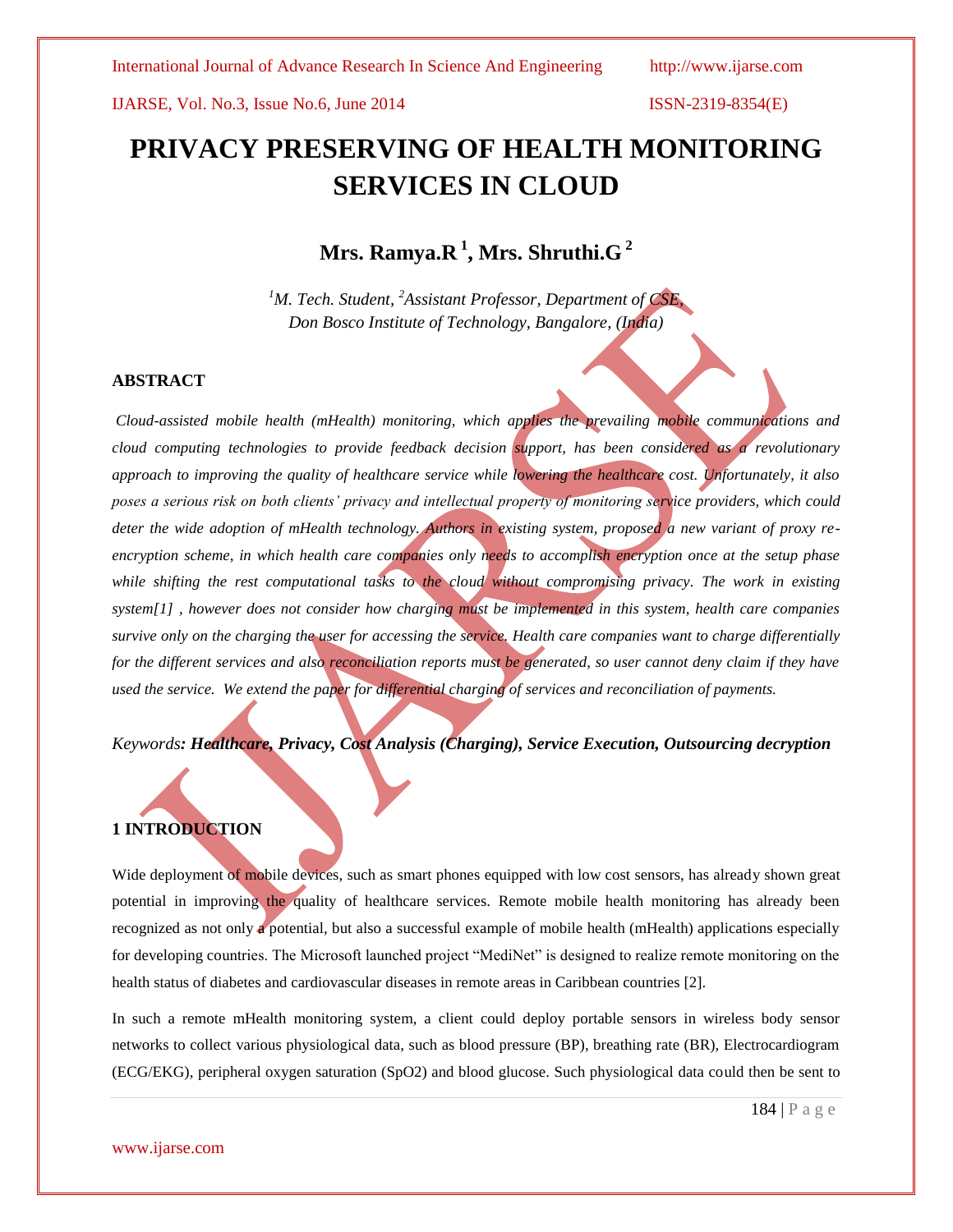# PRIVACY PRESERVING OF HEALTH MONITORING SERVICES IN CLOUD

**Mrs. Ramya.R [1], Mrs. Shruthi.G [2]**

*[1]M. Tech. Student, [2]Assistant Professor, Department of CSE,*
*Don Bosco Institute of Technology, Bangalore, (India)*

## ABSTRACT

*Cloud-assisted mobile health (mHealth) monitoring, which applies the prevailing mobile communications and cloud computing technologies to provide feedback decision support, has been considered as a revolutionary approach to improving the quality of healthcare service while lowering the healthcare cost. Unfortunately, it also poses a serious risk on both clients' privacy and intellectual property of monitoring service providers, which could deter the wide adoption of mHealth technology. Authors in existing system, proposed a new variant of proxy re-encryption scheme, in which health care companies only needs to accomplish encryption once at the setup phase while shifting the rest computational tasks to the cloud without compromising privacy. The work in existing system[1] , however does not consider how charging must be implemented in this system, health care companies survive only on the charging the user for accessing the service. Health care companies want to charge differentially for the different services and also reconciliation reports must be generated, so user cannot deny claim if they have used the service. We extend the paper for differential charging of services and reconciliation of payments.*

*Keywords**: Healthcare, Privacy, Cost Analysis (Charging), Service Execution, Outsourcing decryption***

## 1 INTRODUCTION

Wide deployment of mobile devices, such as smart phones equipped with low cost sensors, has already shown great potential in improving the quality of healthcare services. Remote mobile health monitoring has already been recognized as not only a potential, but also a successful example of mobile health (mHealth) applications especially for developing countries. The Microsoft launched project "MediNet" is designed to realize remote monitoring on the health status of diabetes and cardiovascular diseases in remote areas in Caribbean countries [2].

In such a remote mHealth monitoring system, a client could deploy portable sensors in wireless body sensor networks to collect various physiological data, such as blood pressure (BP), breathing rate (BR), Electrocardiogram (ECG/EKG), peripheral oxygen saturation (SpO2) and blood glucose. Such physiological data could then be sent to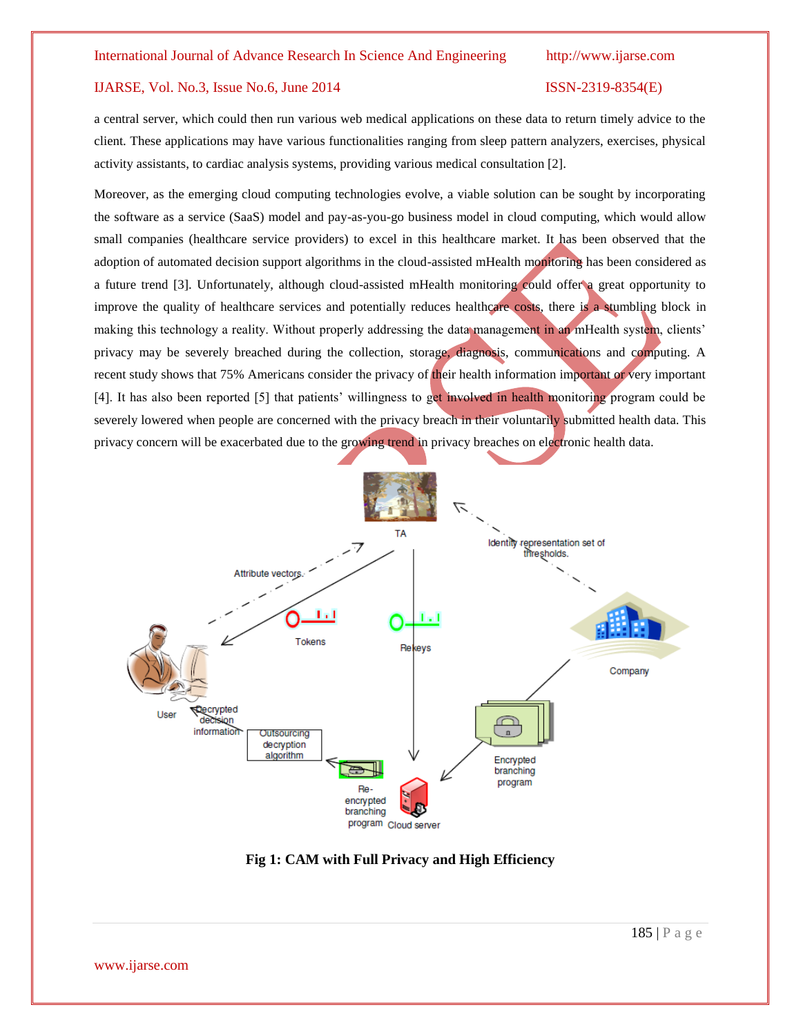a central server, which could then run various web medical applications on these data to return timely advice to the client. These applications may have various functionalities ranging from sleep pattern analyzers, exercises, physical activity assistants, to cardiac analysis systems, providing various medical consultation [2].

Moreover, as the emerging cloud computing technologies evolve, a viable solution can be sought by incorporating the software as a service (SaaS) model and pay-as-you-go business model in cloud computing, which would allow small companies (healthcare service providers) to excel in this healthcare market. It has been observed that the adoption of automated decision support algorithms in the cloud-assisted mHealth monitoring has been considered as a future trend [3]. Unfortunately, although cloud-assisted mHealth monitoring could offer a great opportunity to improve the quality of healthcare services and potentially reduces healthcare costs, there is a stumbling block in making this technology a reality. Without properly addressing the data management in an mHealth system, clients' privacy may be severely breached during the collection, storage, diagnosis, communications and computing. A recent study shows that 75% Americans consider the privacy of their health information important or very important [4]. It has also been reported [5] that patients' willingness to get involved in health monitoring program could be severely lowered when people are concerned with the privacy breach in their voluntarily submitted health data. This privacy concern will be exacerbated due to the growing trend in privacy breaches on electronic health data.

TA

Attribute vectors

Identity representation set of thresholds.

Tokens

Rekeys

Company

User

Decrypted decision information

Outsourcing decryption algorithm

Encrypted branching program

Re-encrypted branching program

Cloud server

**Fig 1: CAM with Full Privacy and High Efficiency**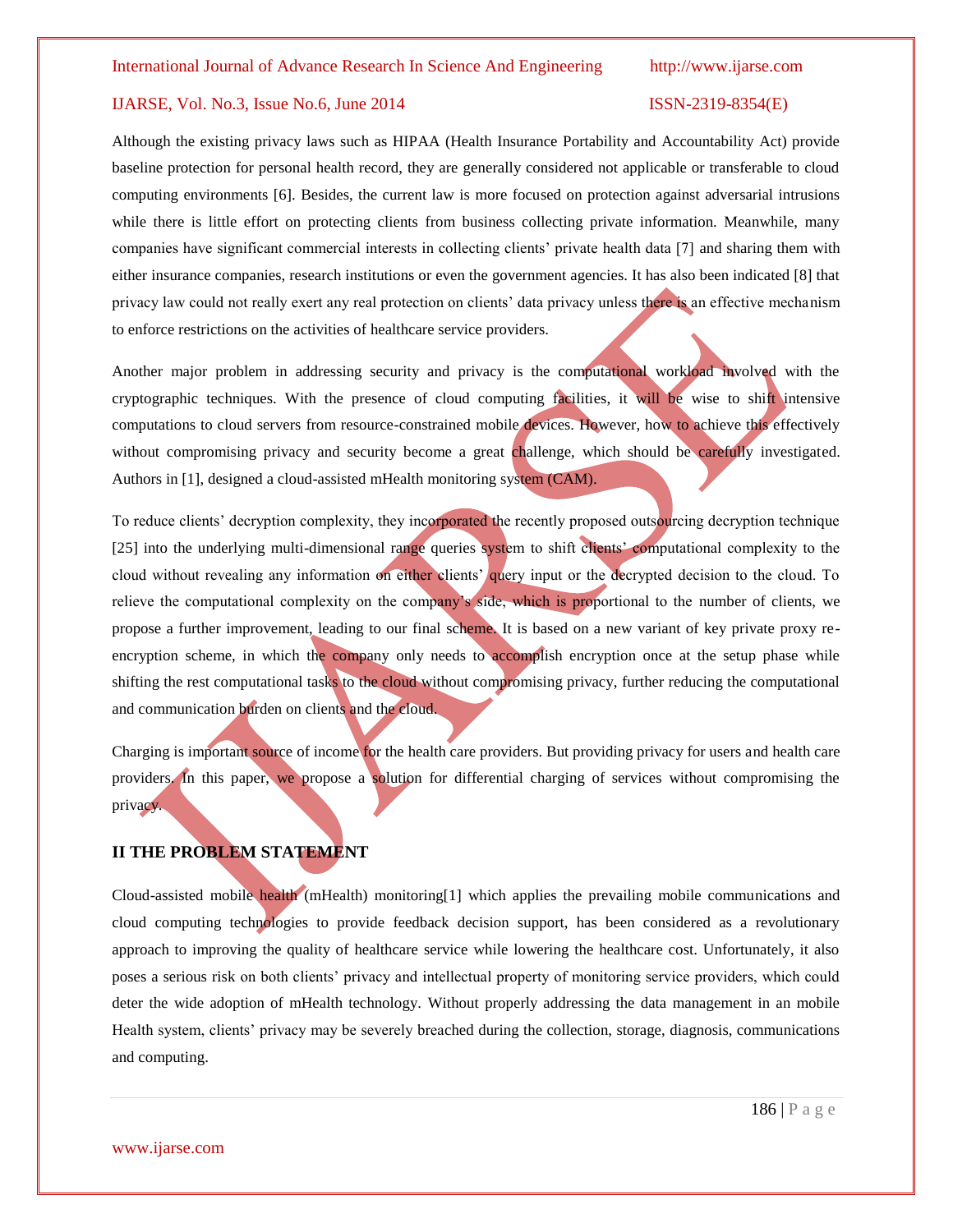Although the existing privacy laws such as HIPAA (Health Insurance Portability and Accountability Act) provide baseline protection for personal health record, they are generally considered not applicable or transferable to cloud computing environments [6]. Besides, the current law is more focused on protection against adversarial intrusions while there is little effort on protecting clients from business collecting private information. Meanwhile, many companies have significant commercial interests in collecting clients' private health data [7] and sharing them with either insurance companies, research institutions or even the government agencies. It has also been indicated [8] that privacy law could not really exert any real protection on clients' data privacy unless there is an effective mechanism to enforce restrictions on the activities of healthcare service providers.

Another major problem in addressing security and privacy is the computational workload involved with the cryptographic techniques. With the presence of cloud computing facilities, it will be wise to shift intensive computations to cloud servers from resource-constrained mobile devices. However, how to achieve this effectively without compromising privacy and security become a great challenge, which should be carefully investigated. Authors in [1], designed a cloud-assisted mHealth monitoring system (CAM).

To reduce clients' decryption complexity, they incorporated the recently proposed outsourcing decryption technique [25] into the underlying multi-dimensional range queries system to shift clients' computational complexity to the cloud without revealing any information on either clients' query input or the decrypted decision to the cloud. To relieve the computational complexity on the company's side, which is proportional to the number of clients, we propose a further improvement, leading to our final scheme. It is based on a new variant of key private proxy re-encryption scheme, in which the company only needs to accomplish encryption once at the setup phase while shifting the rest computational tasks to the cloud without compromising privacy, further reducing the computational and communication burden on clients and the cloud.

Charging is important source of income for the health care providers. But providing privacy for users and health care providers. In this paper, we propose a solution for differential charging of services without compromising the privacy.

## II THE PROBLEM STATEMENT

Cloud-assisted mobile health (mHealth) monitoring[1] which applies the prevailing mobile communications and cloud computing technologies to provide feedback decision support, has been considered as a revolutionary approach to improving the quality of healthcare service while lowering the healthcare cost. Unfortunately, it also poses a serious risk on both clients' privacy and intellectual property of monitoring service providers, which could deter the wide adoption of mHealth technology. Without properly addressing the data management in an mobile Health system, clients' privacy may be severely breached during the collection, storage, diagnosis, communications and computing.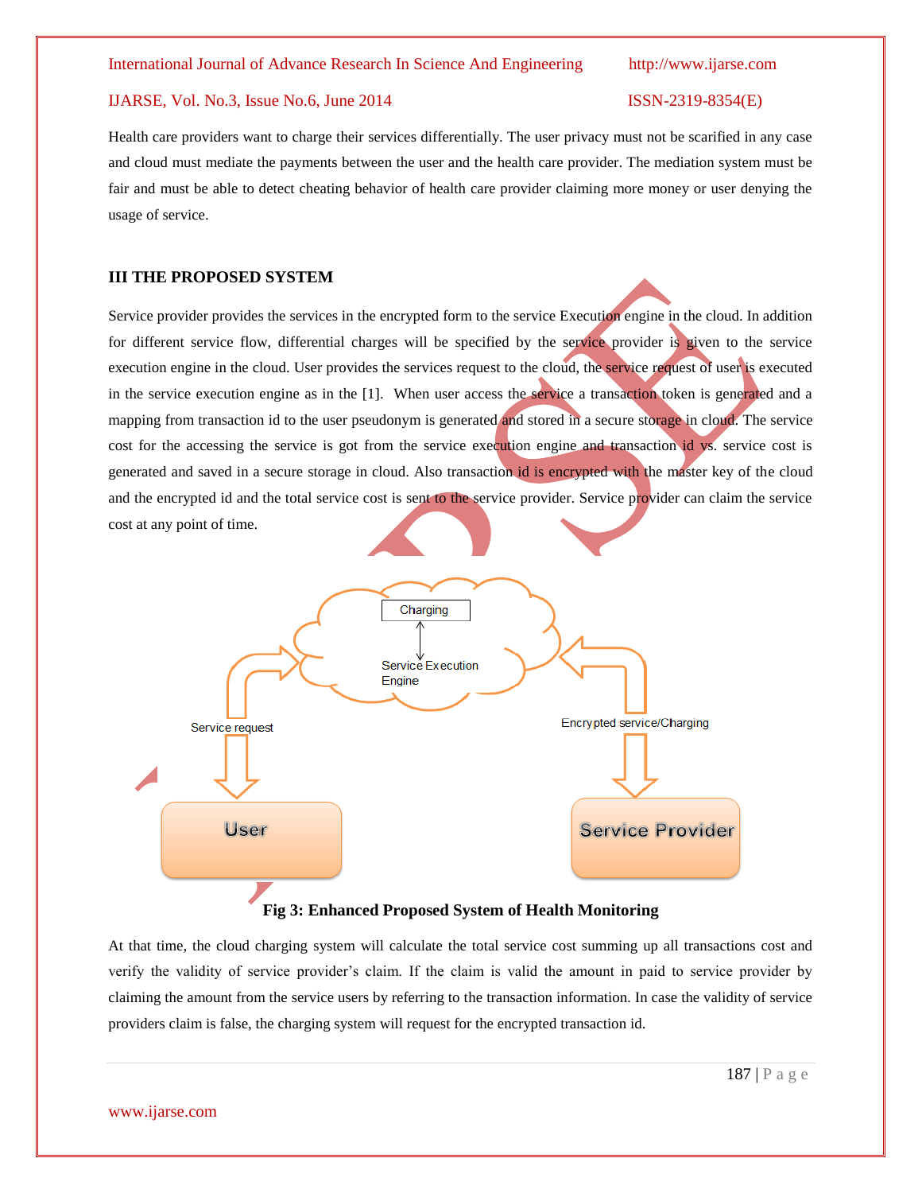Health care providers want to charge their services differentially. The user privacy must not be scarified in any case and cloud must mediate the payments between the user and the health care provider. The mediation system must be fair and must be able to detect cheating behavior of health care provider claiming more money or user denying the usage of service.

## III THE PROPOSED SYSTEM

Service provider provides the services in the encrypted form to the service Execution engine in the cloud. In addition for different service flow, differential charges will be specified by the service provider is given to the service execution engine in the cloud. User provides the services request to the cloud, the service request of user is executed in the service execution engine as in the [1]. When user access the service a transaction token is generated and a mapping from transaction id to the user pseudonym is generated and stored in a secure storage in cloud. The service cost for the accessing the service is got from the service execution engine and transaction id vs. service cost is generated and saved in a secure storage in cloud. Also transaction id is encrypted with the master key of the cloud and the encrypted id and the total service cost is sent to the service provider. Service provider can claim the service cost at any point of time.

Charging

Service Execution Engine

Service request

Encrypted service/Charging

User

Service Provider

**Fig 3: Enhanced Proposed System of Health Monitoring**

At that time, the cloud charging system will calculate the total service cost summing up all transactions cost and verify the validity of service provider's claim. If the claim is valid the amount in paid to service provider by claiming the amount from the service users by referring to the transaction information. In case the validity of service providers claim is false, the charging system will request for the encrypted transaction id.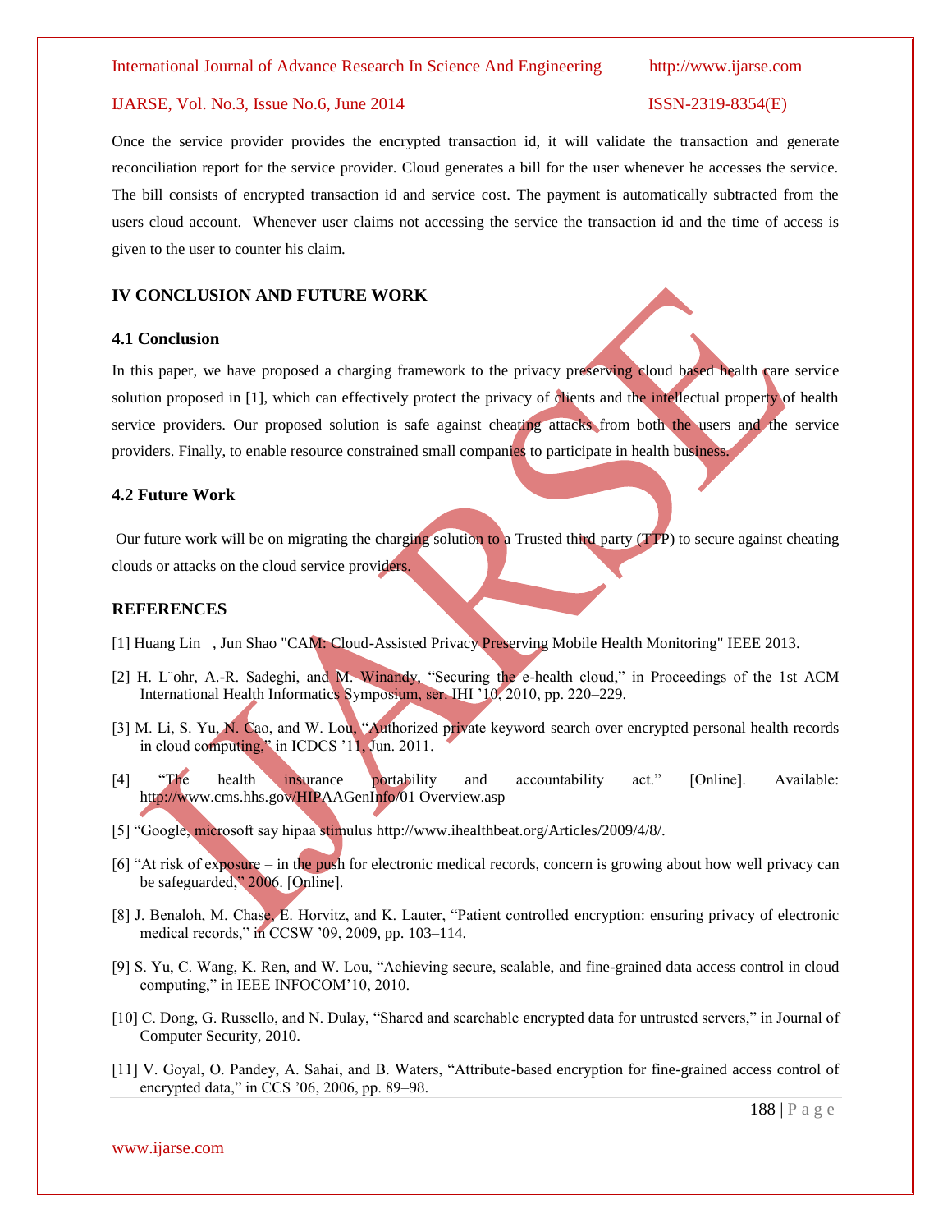Once the service provider provides the encrypted transaction id, it will validate the transaction and generate reconciliation report for the service provider. Cloud generates a bill for the user whenever he accesses the service. The bill consists of encrypted transaction id and service cost. The payment is automatically subtracted from the users cloud account. Whenever user claims not accessing the service the transaction id and the time of access is given to the user to counter his claim.

## IV CONCLUSION AND FUTURE WORK

### 4.1 Conclusion

In this paper, we have proposed a charging framework to the privacy preserving cloud based health care service solution proposed in [1], which can effectively protect the privacy of clients and the intellectual property of health service providers. Our proposed solution is safe against cheating attacks from both the users and the service providers. Finally, to enable resource constrained small companies to participate in health business.

### 4.2 Future Work

Our future work will be on migrating the charging solution to a Trusted third party (TTP) to secure against cheating clouds or attacks on the cloud service providers.

## REFERENCES

[1] Huang Lin , Jun Shao "CAM: Cloud-Assisted Privacy Preserving Mobile Health Monitoring" IEEE 2013.

[2] H. L¨ohr, A.-R. Sadeghi, and M. Winandy, "Securing the e-health cloud," in Proceedings of the 1st ACM International Health Informatics Symposium, ser. IHI '10, 2010, pp. 220–229.

[3] M. Li, S. Yu, N. Cao, and W. Lou, "Authorized private keyword search over encrypted personal health records in cloud computing," in ICDCS '11, Jun. 2011.

[4] "The health insurance portability and accountability act." [Online]. Available: http://www.cms.hhs.gov/HIPAAGenInfo/01 Overview.asp

[5] "Google, microsoft say hipaa stimulus http://www.ihealthbeat.org/Articles/2009/4/8/.

[6] "At risk of exposure – in the push for electronic medical records, concern is growing about how well privacy can be safeguarded," 2006. [Online].

[8] J. Benaloh, M. Chase, E. Horvitz, and K. Lauter, "Patient controlled encryption: ensuring privacy of electronic medical records," in CCSW '09, 2009, pp. 103–114.

[9] S. Yu, C. Wang, K. Ren, and W. Lou, "Achieving secure, scalable, and fine-grained data access control in cloud computing," in IEEE INFOCOM'10, 2010.

[10] C. Dong, G. Russello, and N. Dulay, "Shared and searchable encrypted data for untrusted servers," in Journal of Computer Security, 2010.

[11] V. Goyal, O. Pandey, A. Sahai, and B. Waters, "Attribute-based encryption for fine-grained access control of encrypted data," in CCS '06, 2006, pp. 89–98.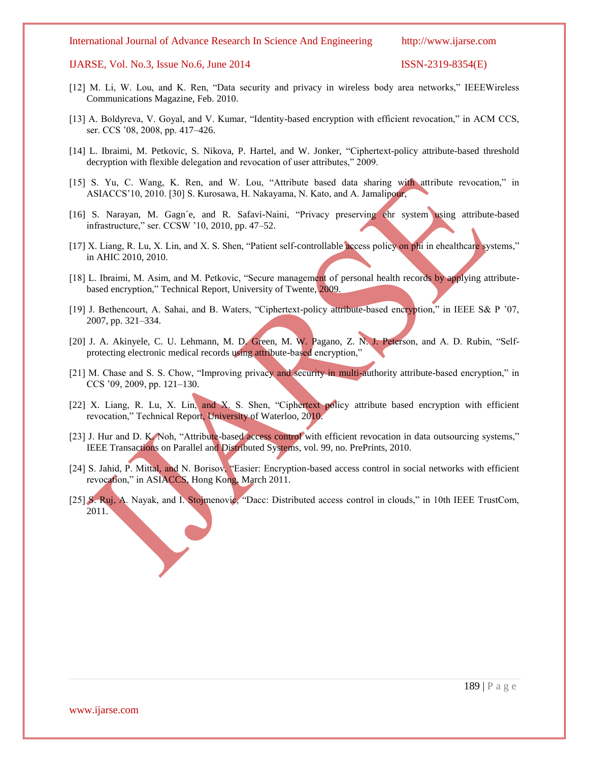[12] M. Li, W. Lou, and K. Ren, “Data security and privacy in wireless body area networks,” IEEEWireless Communications Magazine, Feb. 2010.

[13] A. Boldyreva, V. Goyal, and V. Kumar, “Identity-based encryption with efficient revocation,” in ACM CCS, ser. CCS ’08, 2008, pp. 417–426.

[14] L. Ibraimi, M. Petkovic, S. Nikova, P. Hartel, and W. Jonker, “Ciphertext-policy attribute-based threshold decryption with flexible delegation and revocation of user attributes,” 2009.

[15] S. Yu, C. Wang, K. Ren, and W. Lou, “Attribute based data sharing with attribute revocation,” in ASIACCS’10, 2010. [30] S. Kurosawa, H. Nakayama, N. Kato, and A. Jamalipour,

[16] S. Narayan, M. Gagn´e, and R. Safavi-Naini, “Privacy preserving ehr system using attribute-based infrastructure,” ser. CCSW ’10, 2010, pp. 47–52.

[17] X. Liang, R. Lu, X. Lin, and X. S. Shen, “Patient self-controllable access policy on phi in ehealthcare systems,” in AHIC 2010, 2010.

[18] L. Ibraimi, M. Asim, and M. Petkovic, “Secure management of personal health records by applying attribute-based encryption,” Technical Report, University of Twente, 2009.

[19] J. Bethencourt, A. Sahai, and B. Waters, “Ciphertext-policy attribute-based encryption,” in IEEE S& P ’07, 2007, pp. 321–334.

[20] J. A. Akinyele, C. U. Lehmann, M. D. Green, M. W. Pagano, Z. N. J. Peterson, and A. D. Rubin, “Self-protecting electronic medical records using attribute-based encryption,”

[21] M. Chase and S. S. Chow, “Improving privacy and security in multi-authority attribute-based encryption,” in CCS ’09, 2009, pp. 121–130.

[22] X. Liang, R. Lu, X. Lin, and X. S. Shen, “Ciphertext policy attribute based encryption with efficient revocation,” Technical Report, University of Waterloo, 2010.

[23] J. Hur and D. K. Noh, “Attribute-based access control with efficient revocation in data outsourcing systems,” IEEE Transactions on Parallel and Distributed Systems, vol. 99, no. PrePrints, 2010.

[24] S. Jahid, P. Mittal, and N. Borisov, “Easier: Encryption-based access control in social networks with efficient revocation,” in ASIACCS, Hong Kong, March 2011.

[25] S. Ruj, A. Nayak, and I. Stojmenovic, “Dacc: Distributed access control in clouds,” in 10th IEEE TrustCom, 2011.